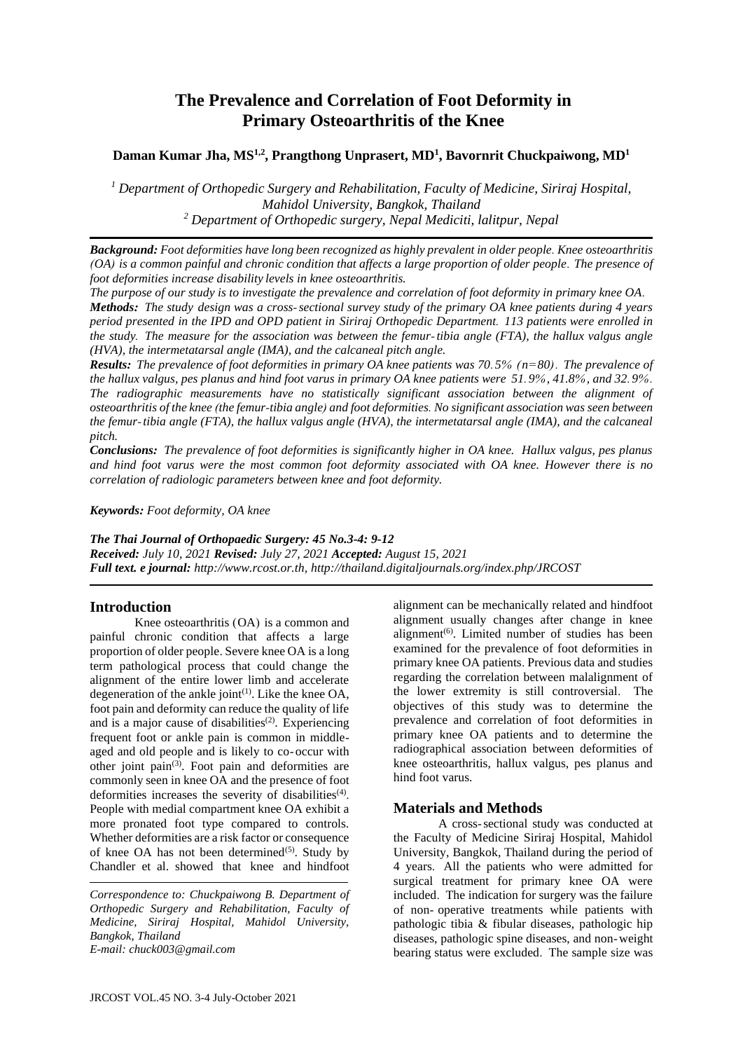# The Prevalence and Correlation of Foot Deformity in Primary Osteoarthritis of the Knee

**Daman Kumar Jha, MS[1,2], Prangthong Unprasert, MD[1], Bavornrit Chuckpaiwong, MD[1]**

*[1] Department of Orthopedic Surgery and Rehabilitation, Faculty of Medicine, Siriraj Hospital, Mahidol University, Bangkok, Thailand*
*[2] Department of Orthopedic surgery, Nepal Mediciti, lalitpur, Nepal*

***Background:*** *Foot deformities have long been recognized as highly prevalent in older people. Knee osteoarthritis (OA) is a common painful and chronic condition that affects a large proportion of older people. The presence of foot deformities increase disability levels in knee osteoarthritis.*

*The purpose of our study is to investigate the prevalence and correlation of foot deformity in primary knee OA.*

***Methods:*** *The study design was a cross-sectional survey study of the primary OA knee patients during 4 years period presented in the IPD and OPD patient in Siriraj Orthopedic Department. 113 patients were enrolled in the study. The measure for the association was between the femur-tibia angle (FTA), the hallux valgus angle (HVA), the intermetatarsal angle (IMA), and the calcaneal pitch angle.*

***Results:*** *The prevalence of foot deformities in primary OA knee patients was 70.5% (n=80). The prevalence of the hallux valgus, pes planus and hind foot varus in primary OA knee patients were 51.9%, 41.8%, and 32.9%. The radiographic measurements have no statistically significant association between the alignment of osteoarthritis of the knee (the femur-tibia angle) and foot deformities. No significant association was seen between the femur-tibia angle (FTA), the hallux valgus angle (HVA), the intermetatarsal angle (IMA), and the calcaneal pitch.*

***Conclusions:*** *The prevalence of foot deformities is significantly higher in OA knee. Hallux valgus, pes planus and hind foot varus were the most common foot deformity associated with OA knee. However there is no correlation of radiologic parameters between knee and foot deformity.*

***Keywords:*** *Foot deformity, OA knee*

***The Thai Journal of Orthopaedic Surgery: 45 No.3-4: 9-12***
***Received:*** *July 10, 2021* ***Revised:*** *July 27, 2021* ***Accepted:*** *August 15, 2021*
***Full text. e journal:*** *http://www.rcost.or.th, http://thailand.digitaljournals.org/index.php/JRCOST*

## Introduction

Knee osteoarthritis (OA) is a common and painful chronic condition that affects a large proportion of older people. Severe knee OA is a long term pathological process that could change the alignment of the entire lower limb and accelerate degeneration of the ankle joint[1]. Like the knee OA, foot pain and deformity can reduce the quality of life and is a major cause of disabilities[2]. Experiencing frequent foot or ankle pain is common in middle-aged and old people and is likely to co-occur with other joint pain[3]. Foot pain and deformities are commonly seen in knee OA and the presence of foot deformities increases the severity of disabilities[4]. People with medial compartment knee OA exhibit a more pronated foot type compared to controls. Whether deformities are a risk factor or consequence of knee OA has not been determined[5]. Study by Chandler et al. showed that knee and hindfoot alignment can be mechanically related and hindfoot alignment usually changes after change in knee alignment[6]. Limited number of studies has been examined for the prevalence of foot deformities in primary knee OA patients. Previous data and studies regarding the correlation between malalignment of the lower extremity is still controversial. The objectives of this study was to determine the prevalence and correlation of foot deformities in primary knee OA patients and to determine the radiographical association between deformities of knee osteoarthritis, hallux valgus, pes planus and hind foot varus.

*Correspondence to: Chuckpaiwong B. Department of Orthopedic Surgery and Rehabilitation, Faculty of Medicine, Siriraj Hospital, Mahidol University, Bangkok, Thailand*
*E-mail: chuck003@gmail.com*

## Materials and Methods

A cross-sectional study was conducted at the Faculty of Medicine Siriraj Hospital, Mahidol University, Bangkok, Thailand during the period of 4 years. All the patients who were admitted for surgical treatment for primary knee OA were included. The indication for surgery was the failure of non-operative treatments while patients with pathologic tibia & fibular diseases, pathologic hip diseases, pathologic spine diseases, and non-weight bearing status were excluded. The sample size was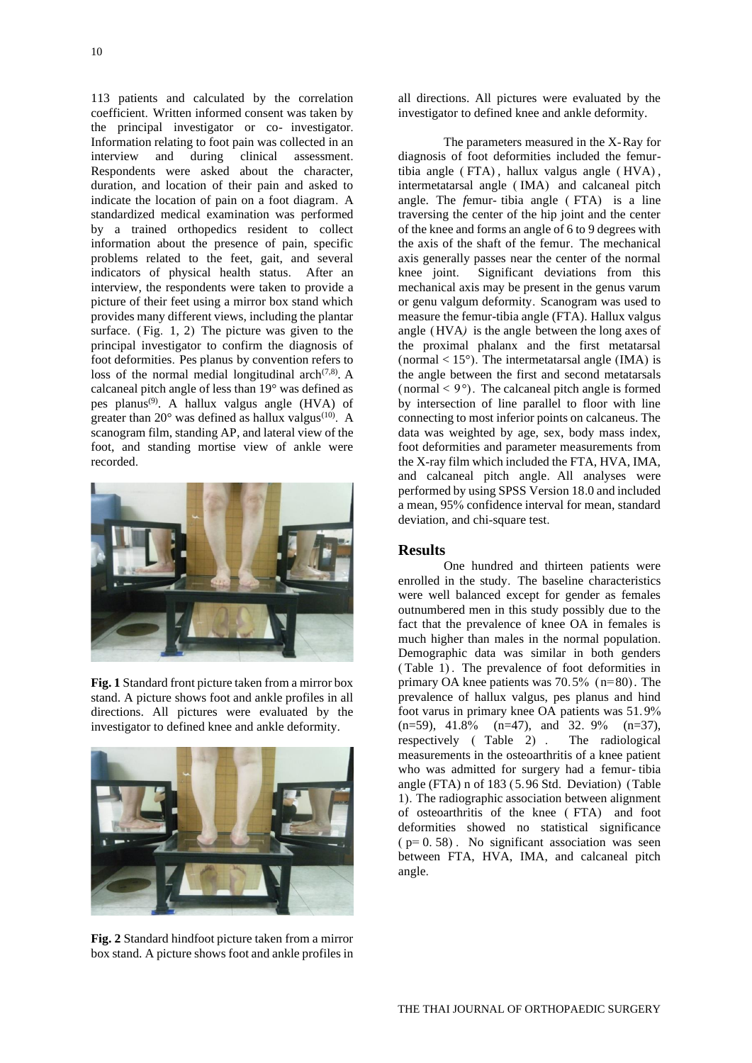113 patients and calculated by the correlation coefficient. Written informed consent was taken by the principal investigator or co-investigator. Information relating to foot pain was collected in an interview and during clinical assessment. Respondents were asked about the character, duration, and location of their pain and asked to indicate the location of pain on a foot diagram. A standardized medical examination was performed by a trained orthopedics resident to collect information about the presence of pain, specific problems related to the feet, gait, and several indicators of physical health status. After an interview, the respondents were taken to provide a picture of their feet using a mirror box stand which provides many different views, including the plantar surface. (Fig. 1, 2) The picture was given to the principal investigator to confirm the diagnosis of foot deformities. Pes planus by convention refers to loss of the normal medial longitudinal arch[7,8]. A calcaneal pitch angle of less than 19° was defined as pes planus[9]. A hallux valgus angle (HVA) of greater than 20° was defined as hallux valgus[10]. A scanogram film, standing AP, and lateral view of the foot, and standing mortise view of ankle were recorded.

**Fig. 1** Standard front picture taken from a mirror box stand. A picture shows foot and ankle profiles in all directions. All pictures were evaluated by the investigator to defined knee and ankle deformity.

**Fig. 2** Standard hindfoot picture taken from a mirror box stand. A picture shows foot and ankle profiles in all directions. All pictures were evaluated by the investigator to defined knee and ankle deformity.

The parameters measured in the X-Ray for diagnosis of foot deformities included the femur-tibia angle (FTA), hallux valgus angle (HVA), intermetatarsal angle (IMA) and calcaneal pitch angle. The *f*emur-tibia angle (FTA) is a line traversing the center of the hip joint and the center of the knee and forms an angle of 6 to 9 degrees with the axis of the shaft of the femur. The mechanical axis generally passes near the center of the normal knee joint. Significant deviations from this mechanical axis may be present in the genus varum or genu valgum deformity. Scanogram was used to measure the femur-tibia angle (FTA). Hallux valgus angle (HVA*)* is the angle between the long axes of the proximal phalanx and the first metatarsal (normal < 15°). The intermetatarsal angle (IMA) is the angle between the first and second metatarsals (normal < 9°). The calcaneal pitch angle is formed by intersection of line parallel to floor with line connecting to most inferior points on calcaneus. The data was weighted by age, sex, body mass index, foot deformities and parameter measurements from the X-ray film which included the FTA, HVA, IMA, and calcaneal pitch angle. All analyses were performed by using SPSS Version 18.0 and included a mean, 95% confidence interval for mean, standard deviation, and chi-square test.

## Results

One hundred and thirteen patients were enrolled in the study. The baseline characteristics were well balanced except for gender as females outnumbered men in this study possibly due to the fact that the prevalence of knee OA in females is much higher than males in the normal population. Demographic data was similar in both genders (Table 1). The prevalence of foot deformities in primary OA knee patients was 70.5% (n=80). The prevalence of hallux valgus, pes planus and hind foot varus in primary knee OA patients was 51.9% (n=59), 41.8% (n=47), and 32.9% (n=37), respectively (Table 2). The radiological measurements in the osteoarthritis of a knee patient who was admitted for surgery had a femur-tibia angle (FTA) n of 183 (5.96 Std. Deviation) (Table 1). The radiographic association between alignment of osteoarthritis of the knee (FTA) and foot deformities showed no statistical significance ($p = 0.58$). No significant association was seen between FTA, HVA, IMA, and calcaneal pitch angle.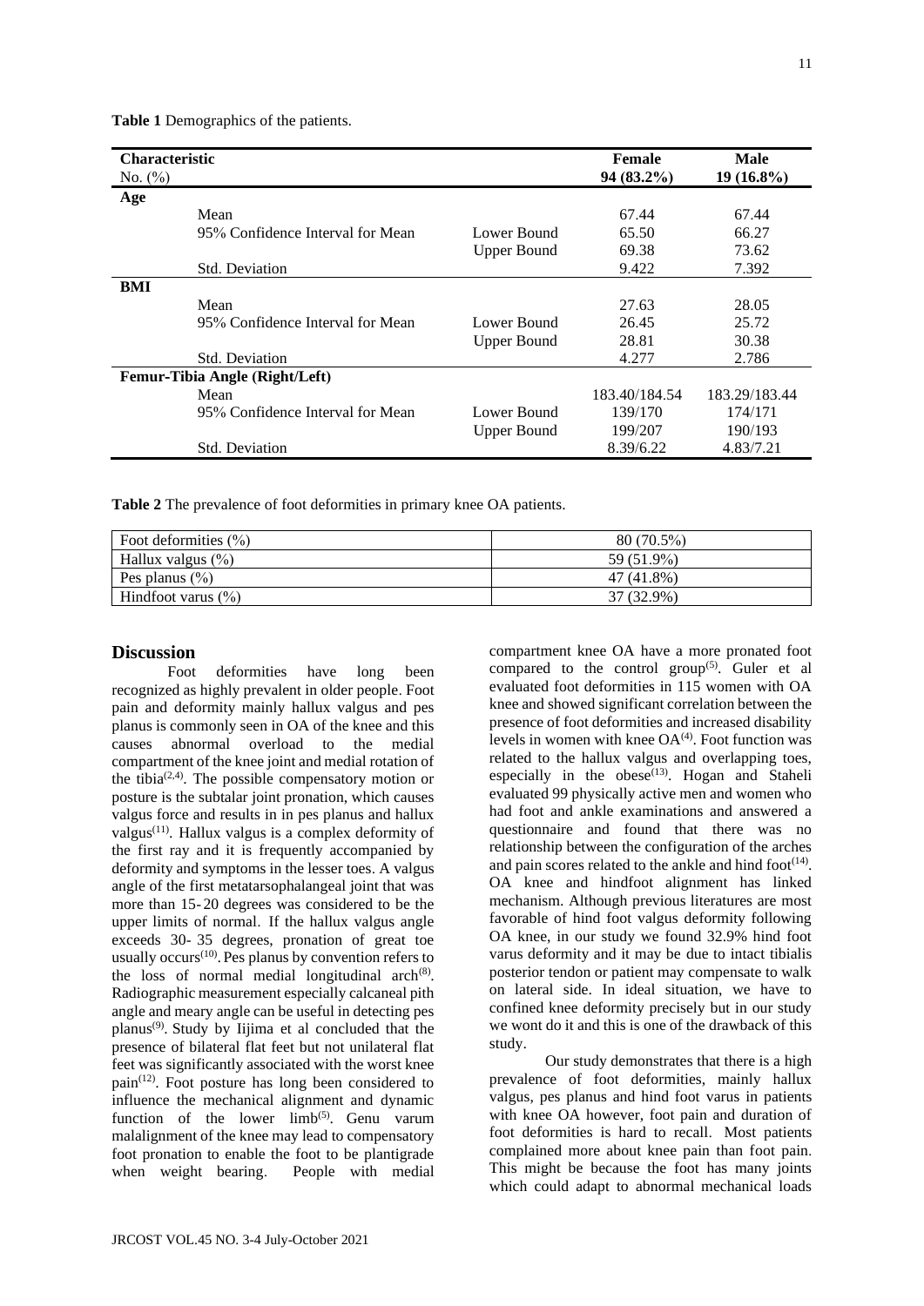**Table 1** Demographics of the patients.

| Characteristic<br>No. (%) | | | Female<br>94 (83.2%) | Male<br>19 (16.8%) |
|---|---|---|---|---|
| **Age** | | | | |
| | Mean | | 67.44 | 67.44 |
| | 95% Confidence Interval for Mean | Lower Bound | 65.50 | 66.27 |
| | | Upper Bound | 69.38 | 73.62 |
| | Std. Deviation | | 9.422 | 7.392 |
| **BMI** | | | | |
| | Mean | | 27.63 | 28.05 |
| | 95% Confidence Interval for Mean | Lower Bound | 26.45 | 25.72 |
| | | Upper Bound | 28.81 | 30.38 |
| | Std. Deviation | | 4.277 | 2.786 |
| **Femur-Tibia Angle (Right/Left)** | | | | |
| | Mean | | 183.40/184.54 | 183.29/183.44 |
| | 95% Confidence Interval for Mean | Lower Bound | 139/170 | 174/171 |
| | | Upper Bound | 199/207 | 190/193 |
| | Std. Deviation | | 8.39/6.22 | 4.83/7.21 |

**Table 2** The prevalence of foot deformities in primary knee OA patients.

| Foot deformities (%) | 80 (70.5%) |
|---|---|
| Hallux valgus (%) | 59 (51.9%) |
| Pes planus (%) | 47 (41.8%) |
| Hindfoot varus (%) | 37 (32.9%) |

## Discussion

Foot deformities have long been recognized as highly prevalent in older people. Foot pain and deformity mainly hallux valgus and pes planus is commonly seen in OA of the knee and this causes abnormal overload to the medial compartment of the knee joint and medial rotation of the tibia[2,4]. The possible compensatory motion or posture is the subtalar joint pronation, which causes valgus force and results in in pes planus and hallux valgus[11]. Hallux valgus is a complex deformity of the first ray and it is frequently accompanied by deformity and symptoms in the lesser toes. A valgus angle of the first metatarsophalangeal joint that was more than 15-20 degrees was considered to be the upper limits of normal. If the hallux valgus angle exceeds 30-35 degrees, pronation of great toe usually occurs[10]. Pes planus by convention refers to the loss of normal medial longitudinal arch[8]. Radiographic measurement especially calcaneal pith angle and meary angle can be useful in detecting pes planus[9]. Study by Iijima et al concluded that the presence of bilateral flat feet but not unilateral flat feet was significantly associated with the worst knee pain[12]. Foot posture has long been considered to influence the mechanical alignment and dynamic function of the lower limb[5]. Genu varum malalignment of the knee may lead to compensatory foot pronation to enable the foot to be plantigrade when weight bearing. People with medial compartment knee OA have a more pronated foot compared to the control group[5]. Guler et al evaluated foot deformities in 115 women with OA knee and showed significant correlation between the presence of foot deformities and increased disability levels in women with knee OA[4]. Foot function was related to the hallux valgus and overlapping toes, especially in the obese[13]. Hogan and Staheli evaluated 99 physically active men and women who had foot and ankle examinations and answered a questionnaire and found that there was no relationship between the configuration of the arches and pain scores related to the ankle and hind foot[14]. OA knee and hindfoot alignment has linked mechanism. Although previous literatures are most favorable of hind foot valgus deformity following OA knee, in our study we found 32.9% hind foot varus deformity and it may be due to intact tibialis posterior tendon or patient may compensate to walk on lateral side. In ideal situation, we have to confined knee deformity precisely but in our study we wont do it and this is one of the drawback of this study.

Our study demonstrates that there is a high prevalence of foot deformities, mainly hallux valgus, pes planus and hind foot varus in patients with knee OA however, foot pain and duration of foot deformities is hard to recall. Most patients complained more about knee pain than foot pain. This might be because the foot has many joints which could adapt to abnormal mechanical loads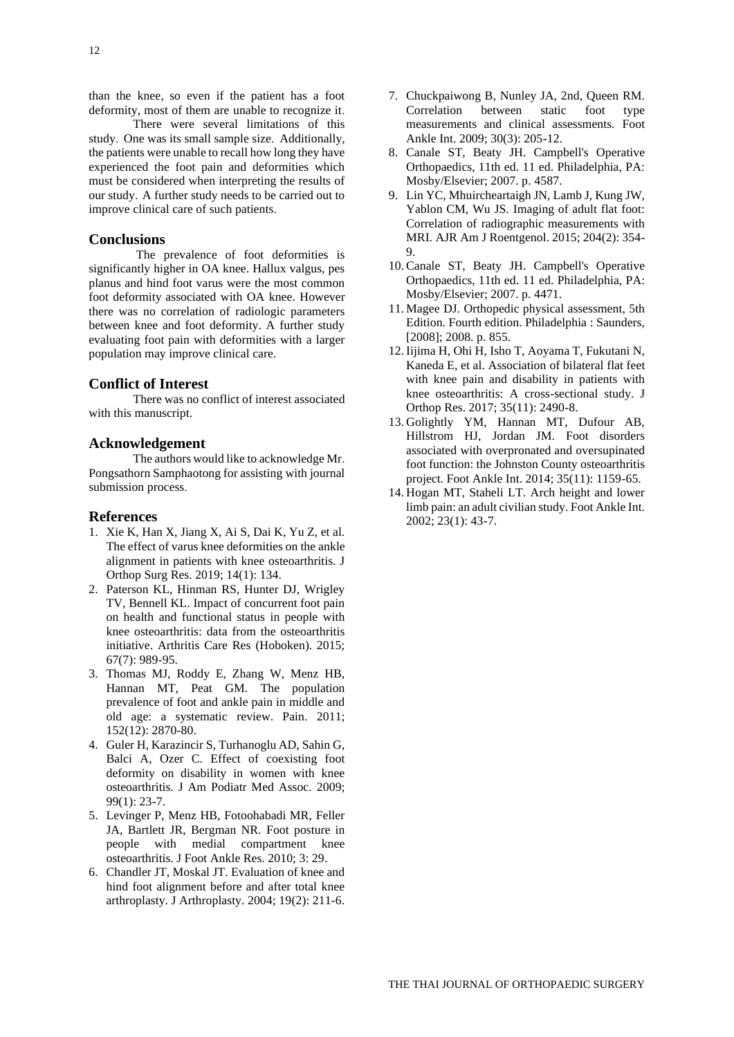than the knee, so even if the patient has a foot deformity, most of them are unable to recognize it.

There were several limitations of this study. One was its small sample size. Additionally, the patients were unable to recall how long they have experienced the foot pain and deformities which must be considered when interpreting the results of our study. A further study needs to be carried out to improve clinical care of such patients.

## Conclusions

The prevalence of foot deformities is significantly higher in OA knee. Hallux valgus, pes planus and hind foot varus were the most common foot deformity associated with OA knee. However there was no correlation of radiologic parameters between knee and foot deformity. A further study evaluating foot pain with deformities with a larger population may improve clinical care.

## Conflict of Interest

There was no conflict of interest associated with this manuscript.

## Acknowledgement

The authors would like to acknowledge Mr. Pongsathorn Samphaotong for assisting with journal submission process.

## References

1. Xie K, Han X, Jiang X, Ai S, Dai K, Yu Z, et al. The effect of varus knee deformities on the ankle alignment in patients with knee osteoarthritis. J Orthop Surg Res. 2019; 14(1): 134.
2. Paterson KL, Hinman RS, Hunter DJ, Wrigley TV, Bennell KL. Impact of concurrent foot pain on health and functional status in people with knee osteoarthritis: data from the osteoarthritis initiative. Arthritis Care Res (Hoboken). 2015; 67(7): 989-95.
3. Thomas MJ, Roddy E, Zhang W, Menz HB, Hannan MT, Peat GM. The population prevalence of foot and ankle pain in middle and old age: a systematic review. Pain. 2011; 152(12): 2870-80.
4. Guler H, Karazincir S, Turhanoglu AD, Sahin G, Balci A, Ozer C. Effect of coexisting foot deformity on disability in women with knee osteoarthritis. J Am Podiatr Med Assoc. 2009; 99(1): 23-7.
5. Levinger P, Menz HB, Fotoohabadi MR, Feller JA, Bartlett JR, Bergman NR. Foot posture in people with medial compartment knee osteoarthritis. J Foot Ankle Res. 2010; 3: 29.
6. Chandler JT, Moskal JT. Evaluation of knee and hind foot alignment before and after total knee arthroplasty. J Arthroplasty. 2004; 19(2): 211-6.
7. Chuckpaiwong B, Nunley JA, 2nd, Queen RM. Correlation between static foot type measurements and clinical assessments. Foot Ankle Int. 2009; 30(3): 205-12.
8. Canale ST, Beaty JH. Campbell's Operative Orthopaedics, 11th ed. 11 ed. Philadelphia, PA: Mosby/Elsevier; 2007. p. 4587.
9. Lin YC, Mhuircheartaigh JN, Lamb J, Kung JW, Yablon CM, Wu JS. Imaging of adult flat foot: Correlation of radiographic measurements with MRI. AJR Am J Roentgenol. 2015; 204(2): 354-9.
10. Canale ST, Beaty JH. Campbell's Operative Orthopaedics, 11th ed. 11 ed. Philadelphia, PA: Mosby/Elsevier; 2007. p. 4471.
11. Magee DJ. Orthopedic physical assessment, 5th Edition. Fourth edition. Philadelphia : Saunders, [2008]; 2008. p. 855.
12. Iijima H, Ohi H, Isho T, Aoyama T, Fukutani N, Kaneda E, et al. Association of bilateral flat feet with knee pain and disability in patients with knee osteoarthritis: A cross-sectional study. J Orthop Res. 2017; 35(11): 2490-8.
13. Golightly YM, Hannan MT, Dufour AB, Hillstrom HJ, Jordan JM. Foot disorders associated with overpronated and oversupinated foot function: the Johnston County osteoarthritis project. Foot Ankle Int. 2014; 35(11): 1159-65.
14. Hogan MT, Staheli LT. Arch height and lower limb pain: an adult civilian study. Foot Ankle Int. 2002; 23(1): 43-7.